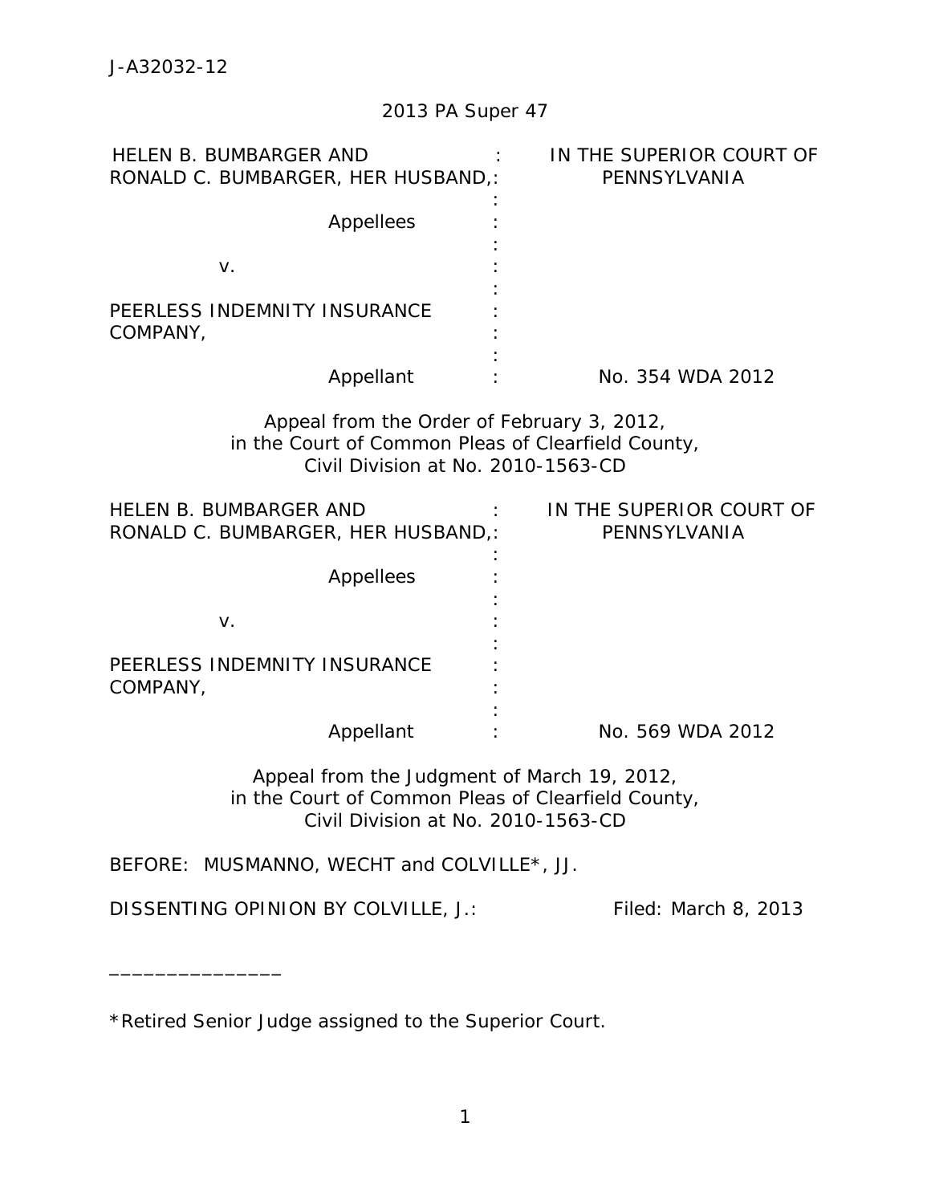J-A32032-12

2013 PA Super 47

| | | |
|---|---|---|
| HELEN B. BUMBARGER AND RONALD C. BUMBARGER, HER HUSBAND, | : | IN THE SUPERIOR COURT OF PENNSYLVANIA |
| Appellees | : | |
| v. | : | |
| PEERLESS INDEMNITY INSURANCE COMPANY, | : | |
| Appellant | : | No. 354 WDA 2012 |

Appeal from the Order of February 3, 2012,
in the Court of Common Pleas of Clearfield County,
Civil Division at No. 2010-1563-CD

| | | |
|---|---|---|
| HELEN B. BUMBARGER AND RONALD C. BUMBARGER, HER HUSBAND, | : | IN THE SUPERIOR COURT OF PENNSYLVANIA |
| Appellees | : | |
| v. | : | |
| PEERLESS INDEMNITY INSURANCE COMPANY, | : | |
| Appellant | : | No. 569 WDA 2012 |

Appeal from the Judgment of March 19, 2012,
in the Court of Common Pleas of Clearfield County,
Civil Division at No. 2010-1563-CD

BEFORE: MUSMANNO, WECHT and COLVILLE*, JJ.

DISSENTING OPINION BY COLVILLE, J.: Filed: March 8, 2013

_______________

*Retired Senior Judge assigned to the Superior Court.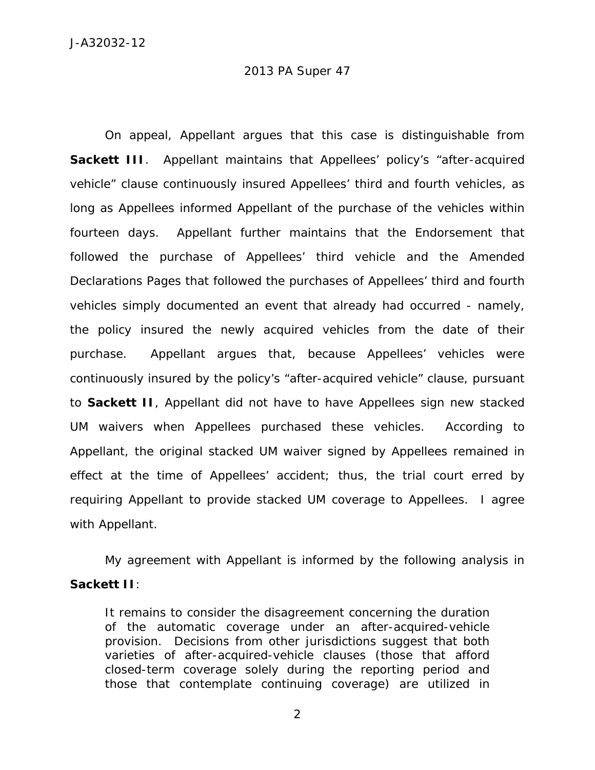On appeal, Appellant argues that this case is distinguishable from **Sackett III**. Appellant maintains that Appellees' policy's "after-acquired vehicle" clause continuously insured Appellees' third and fourth vehicles, as long as Appellees informed Appellant of the purchase of the vehicles within fourteen days. Appellant further maintains that the Endorsement that followed the purchase of Appellees' third vehicle and the Amended Declarations Pages that followed the purchases of Appellees' third and fourth vehicles simply documented an event that already had occurred - namely, the policy insured the newly acquired vehicles from the date of their purchase. Appellant argues that, because Appellees' vehicles were continuously insured by the policy's "after-acquired vehicle" clause, pursuant to **Sackett II**, Appellant did not have to have Appellees sign new stacked UM waivers when Appellees purchased these vehicles. According to Appellant, the original stacked UM waiver signed by Appellees remained in effect at the time of Appellees' accident; thus, the trial court erred by requiring Appellant to provide stacked UM coverage to Appellees. I agree with Appellant.

My agreement with Appellant is informed by the following analysis in **Sackett II**:

> It remains to consider the disagreement concerning the duration of the automatic coverage under an after-acquired-vehicle provision. Decisions from other jurisdictions suggest that both varieties of after-acquired-vehicle clauses (those that afford closed-term coverage solely during the reporting period and those that contemplate continuing coverage) are utilized in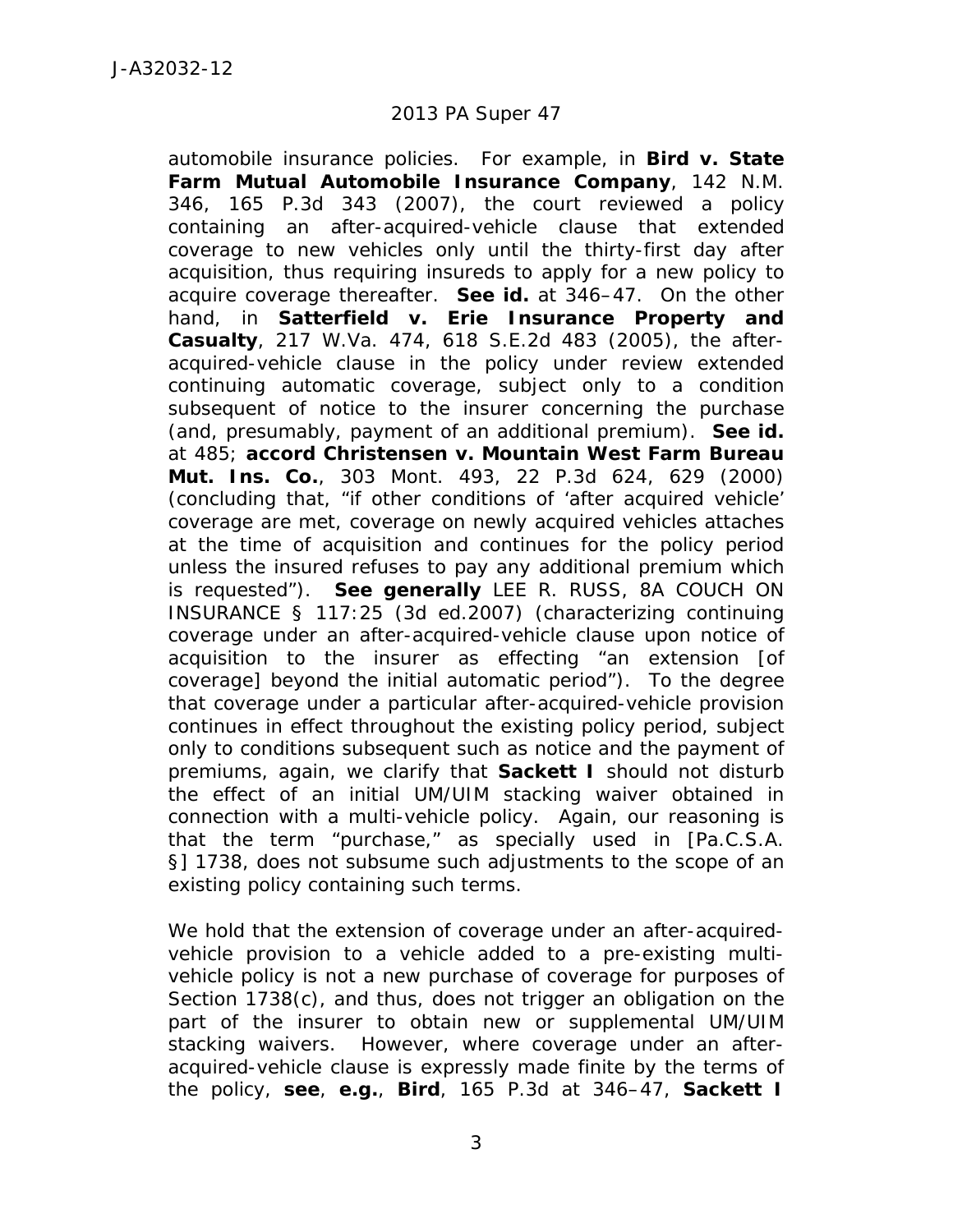automobile insurance policies. For example, in **Bird v. State Farm Mutual Automobile Insurance Company**, 142 N.M. 346, 165 P.3d 343 (2007), the court reviewed a policy containing an after-acquired-vehicle clause that extended coverage to new vehicles only until the thirty-first day after acquisition, thus requiring insureds to apply for a new policy to acquire coverage thereafter. **See id.** at 346–47. On the other hand, in **Satterfield v. Erie Insurance Property and Casualty**, 217 W.Va. 474, 618 S.E.2d 483 (2005), the after-acquired-vehicle clause in the policy under review extended continuing automatic coverage, subject only to a condition subsequent of notice to the insurer concerning the purchase (and, presumably, payment of an additional premium). **See id.** at 485; **accord Christensen v. Mountain West Farm Bureau Mut. Ins. Co.**, 303 Mont. 493, 22 P.3d 624, 629 (2000) (concluding that, "if other conditions of 'after acquired vehicle' coverage are met, coverage on newly acquired vehicles attaches at the time of acquisition and continues for the policy period unless the insured refuses to pay any additional premium which is requested"). **See generally** LEE R. RUSS, 8A COUCH ON INSURANCE § 117:25 (3d ed.2007) (characterizing continuing coverage under an after-acquired-vehicle clause upon notice of acquisition to the insurer as effecting "an extension [of coverage] beyond the initial automatic period"). To the degree that coverage under a particular after-acquired-vehicle provision continues in effect throughout the existing policy period, subject only to conditions subsequent such as notice and the payment of premiums, again, we clarify that **Sackett I** should not disturb the effect of an initial UM/UIM stacking waiver obtained in connection with a multi-vehicle policy. Again, our reasoning is that the term "purchase," as specially used in [Pa.C.S.A. §] 1738, does not subsume such adjustments to the scope of an existing policy containing such terms.

We hold that the extension of coverage under an after-acquired-vehicle provision to a vehicle added to a pre-existing multi-vehicle policy is not a new purchase of coverage for purposes of Section 1738(c), and thus, does not trigger an obligation on the part of the insurer to obtain new or supplemental UM/UIM stacking waivers. However, where coverage under an after-acquired-vehicle clause is expressly made finite by the terms of the policy, **see**, **e.g.**, **Bird**, 165 P.3d at 346–47, **Sackett I**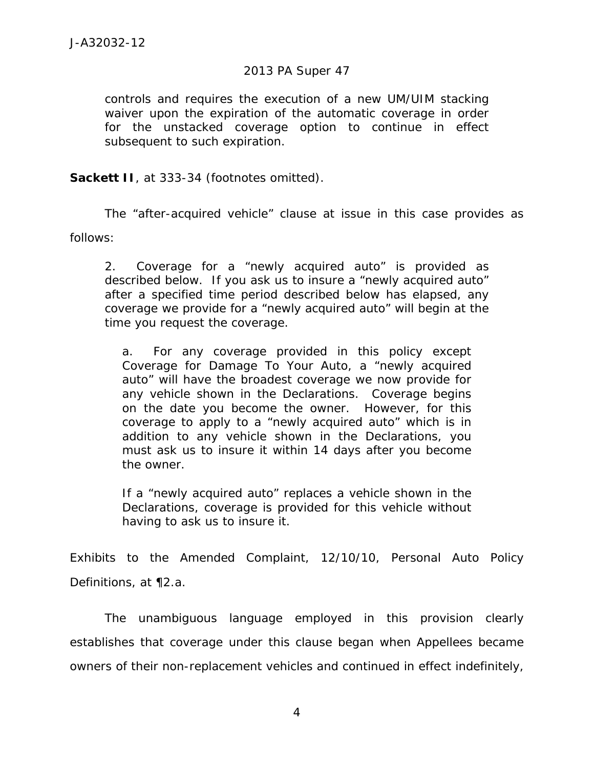> controls and requires the execution of a new UM/UIM stacking waiver upon the expiration of the automatic coverage in order for the unstacked coverage option to continue in effect subsequent to such expiration.

**Sackett II**, at 333-34 (footnotes omitted).

The "after-acquired vehicle" clause at issue in this case provides as follows:

> 2. Coverage for a "newly acquired auto" is provided as described below. If you ask us to insure a "newly acquired auto" after a specified time period described below has elapsed, any coverage we provide for a "newly acquired auto" will begin at the time you request the coverage.
>
>> a. For any coverage provided in this policy except Coverage for Damage To Your Auto, a "newly acquired auto" will have the broadest coverage we now provide for any vehicle shown in the Declarations. Coverage begins on the date you become the owner. However, for this coverage to apply to a "newly acquired auto" which is in addition to any vehicle shown in the Declarations, you must ask us to insure it within 14 days after you become the owner.
>>
>> If a "newly acquired auto" replaces a vehicle shown in the Declarations, coverage is provided for this vehicle without having to ask us to insure it.

Exhibits to the Amended Complaint, 12/10/10, Personal Auto Policy Definitions, at ¶2.a.

The unambiguous language employed in this provision clearly establishes that coverage under this clause began when Appellees became owners of their non-replacement vehicles and continued in effect indefinitely,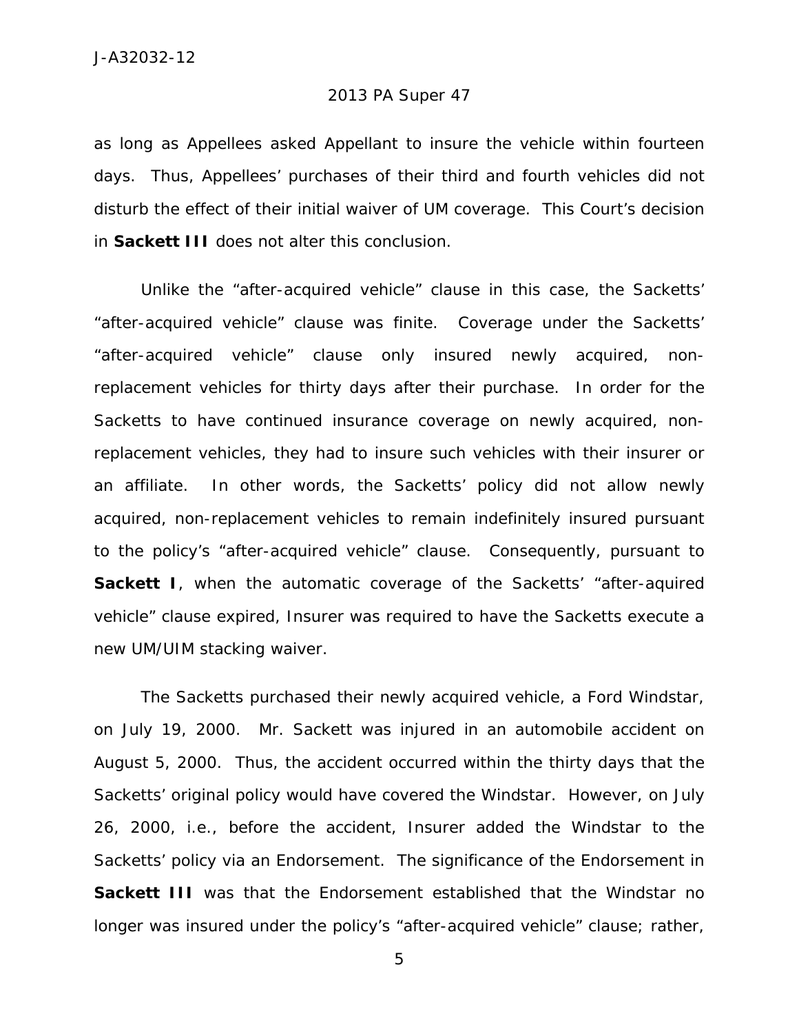as long as Appellees asked Appellant to insure the vehicle within fourteen days. Thus, Appellees' purchases of their third and fourth vehicles did not disturb the effect of their initial waiver of UM coverage. This Court's decision in **Sackett III** does not alter this conclusion.

Unlike the "after-acquired vehicle" clause in this case, the Sacketts' "after-acquired vehicle" clause was finite. Coverage under the Sacketts' "after-acquired vehicle" clause only insured newly acquired, non-replacement vehicles for thirty days after their purchase. In order for the Sacketts to have continued insurance coverage on newly acquired, non-replacement vehicles, they had to insure such vehicles with their insurer or an affiliate. In other words, the Sacketts' policy did not allow newly acquired, non-replacement vehicles to remain indefinitely insured pursuant to the policy's "after-acquired vehicle" clause. Consequently, pursuant to **Sackett I**, when the automatic coverage of the Sacketts' "after-aquired vehicle" clause expired, Insurer was required to have the Sacketts execute a new UM/UIM stacking waiver.

The Sacketts purchased their newly acquired vehicle, a Ford Windstar, on July 19, 2000. Mr. Sackett was injured in an automobile accident on August 5, 2000. Thus, the accident occurred within the thirty days that the Sacketts' original policy would have covered the Windstar. However, on July 26, 2000, i.e., before the accident, Insurer added the Windstar to the Sacketts' policy via an Endorsement. The significance of the Endorsement in **Sackett III** was that the Endorsement established that the Windstar no longer was insured under the policy's "after-acquired vehicle" clause; rather,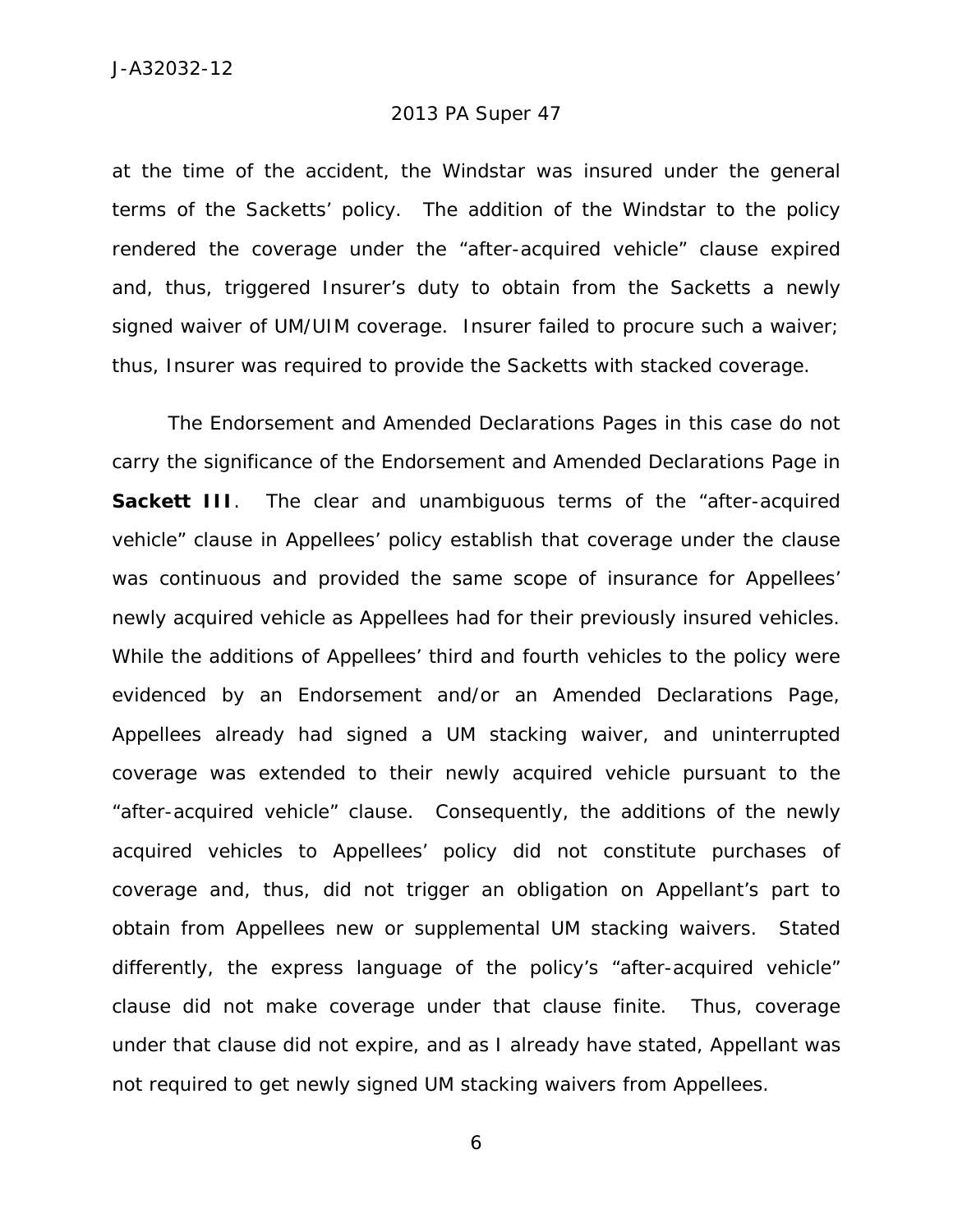at the time of the accident, the Windstar was insured under the general terms of the Sacketts' policy. The addition of the Windstar to the policy rendered the coverage under the "after-acquired vehicle" clause expired and, thus, triggered Insurer's duty to obtain from the Sacketts a newly signed waiver of UM/UIM coverage. Insurer failed to procure such a waiver; thus, Insurer was required to provide the Sacketts with stacked coverage.

The Endorsement and Amended Declarations Pages in this case do not carry the significance of the Endorsement and Amended Declarations Page in **Sackett III**. The clear and unambiguous terms of the "after-acquired vehicle" clause in Appellees' policy establish that coverage under the clause was continuous and provided the same scope of insurance for Appellees' newly acquired vehicle as Appellees had for their previously insured vehicles. While the additions of Appellees' third and fourth vehicles to the policy were evidenced by an Endorsement and/or an Amended Declarations Page, Appellees already had signed a UM stacking waiver, and uninterrupted coverage was extended to their newly acquired vehicle pursuant to the "after-acquired vehicle" clause. Consequently, the additions of the newly acquired vehicles to Appellees' policy did not constitute purchases of coverage and, thus, did not trigger an obligation on Appellant's part to obtain from Appellees new or supplemental UM stacking waivers. Stated differently, the express language of the policy's "after-acquired vehicle" clause did not make coverage under that clause finite. Thus, coverage under that clause did not expire, and as I already have stated, Appellant was not required to get newly signed UM stacking waivers from Appellees.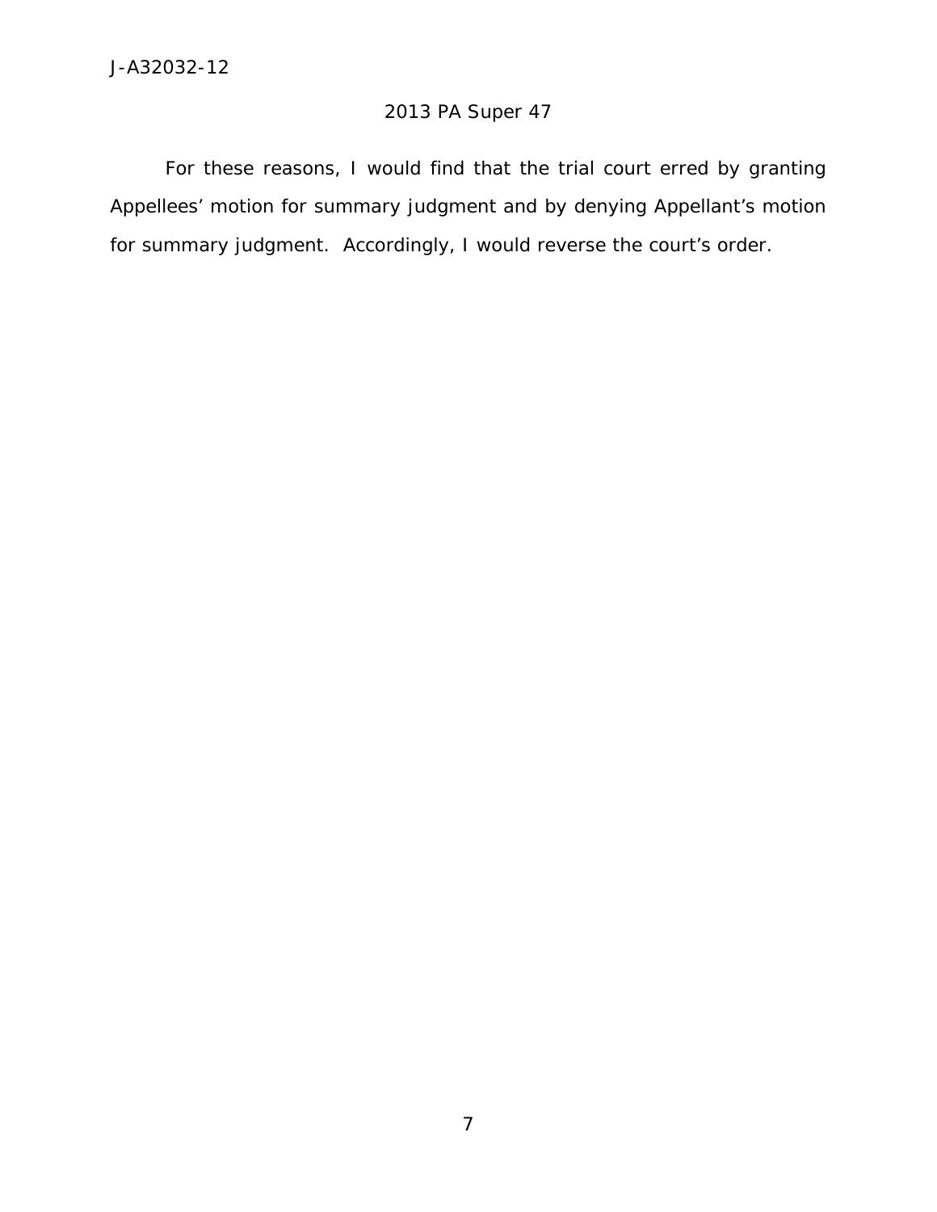For these reasons, I would find that the trial court erred by granting Appellees' motion for summary judgment and by denying Appellant's motion for summary judgment. Accordingly, I would reverse the court's order.